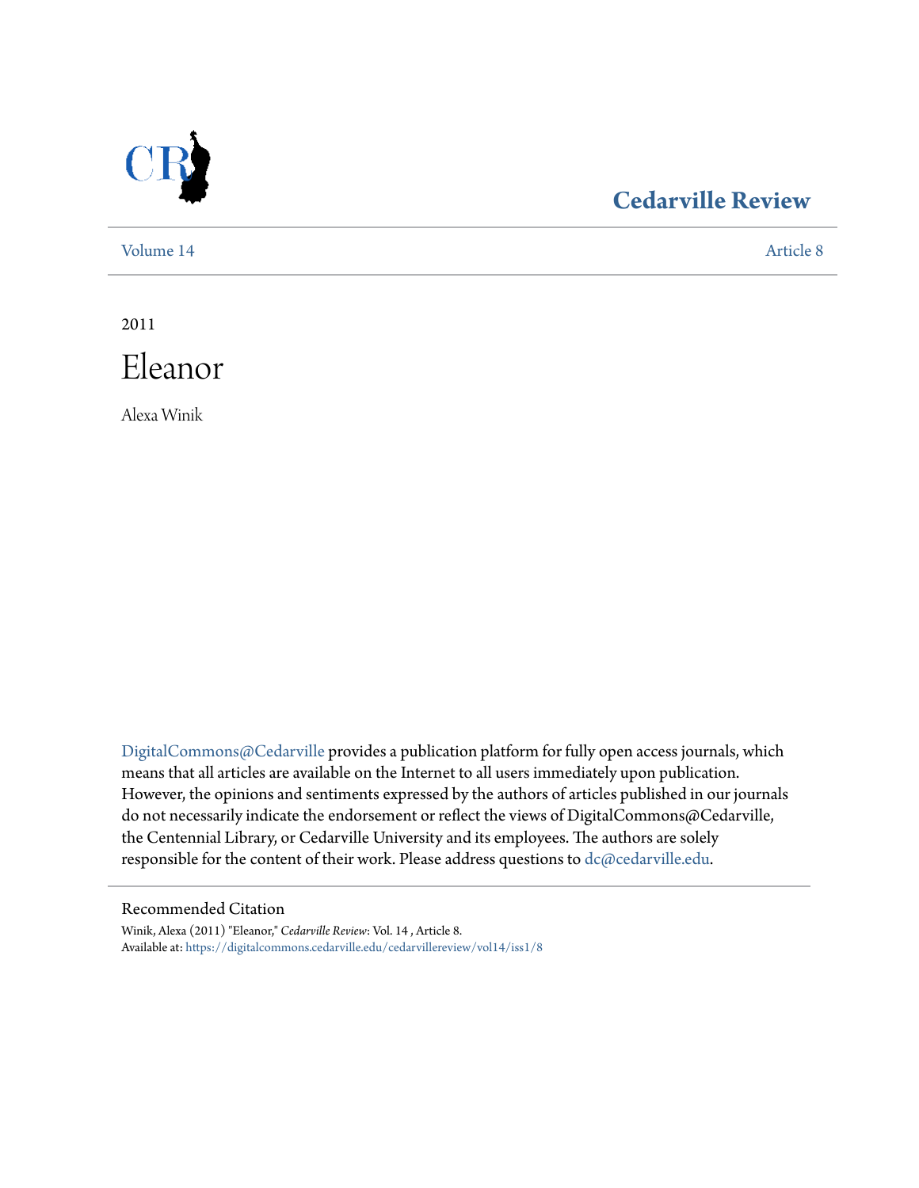Cedarville Review

Volume 14 | Article 8

2011

# Eleanor

Alexa Winik

DigitalCommons@Cedarville provides a publication platform for fully open access journals, which means that all articles are available on the Internet to all users immediately upon publication. However, the opinions and sentiments expressed by the authors of articles published in our journals do not necessarily indicate the endorsement or reflect the views of DigitalCommons@Cedarville, the Centennial Library, or Cedarville University and its employees. The authors are solely responsible for the content of their work. Please address questions to dc@cedarville.edu.

## Recommended Citation

Winik, Alexa (2011) "Eleanor," *Cedarville Review*: Vol. 14 , Article 8.
Available at: https://digitalcommons.cedarville.edu/cedarvillereview/vol14/iss1/8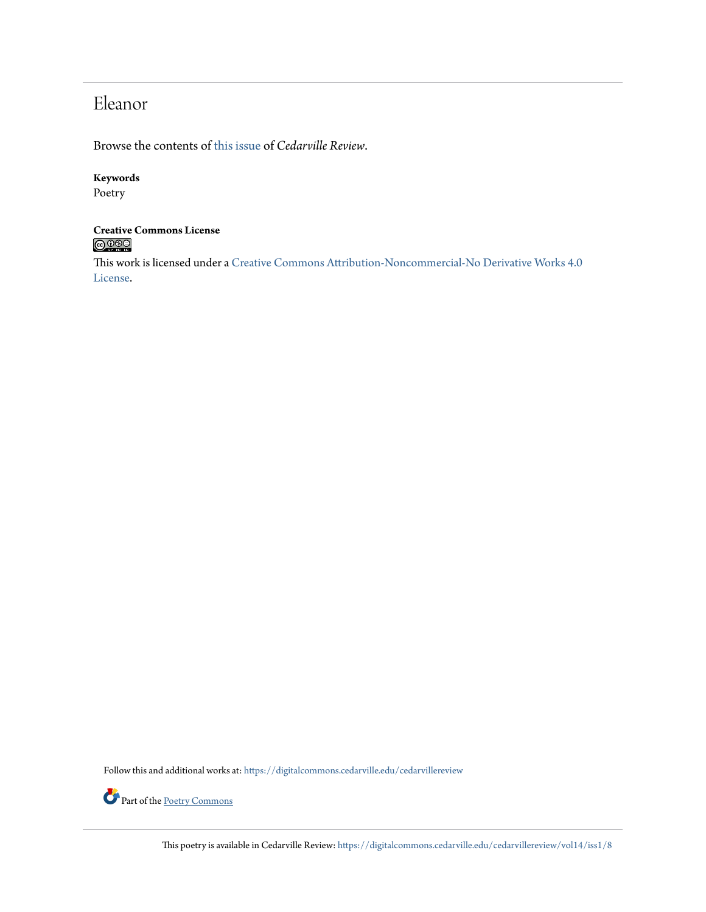# Eleanor

Browse the contents of this issue of *Cedarville Review*.

**Keywords**
Poetry

**Creative Commons License**

This work is licensed under a Creative Commons Attribution-Noncommercial-No Derivative Works 4.0 License.

Follow this and additional works at: https://digitalcommons.cedarville.edu/cedarvillereview

Part of the Poetry Commons

This poetry is available in Cedarville Review: https://digitalcommons.cedarville.edu/cedarvillereview/vol14/iss1/8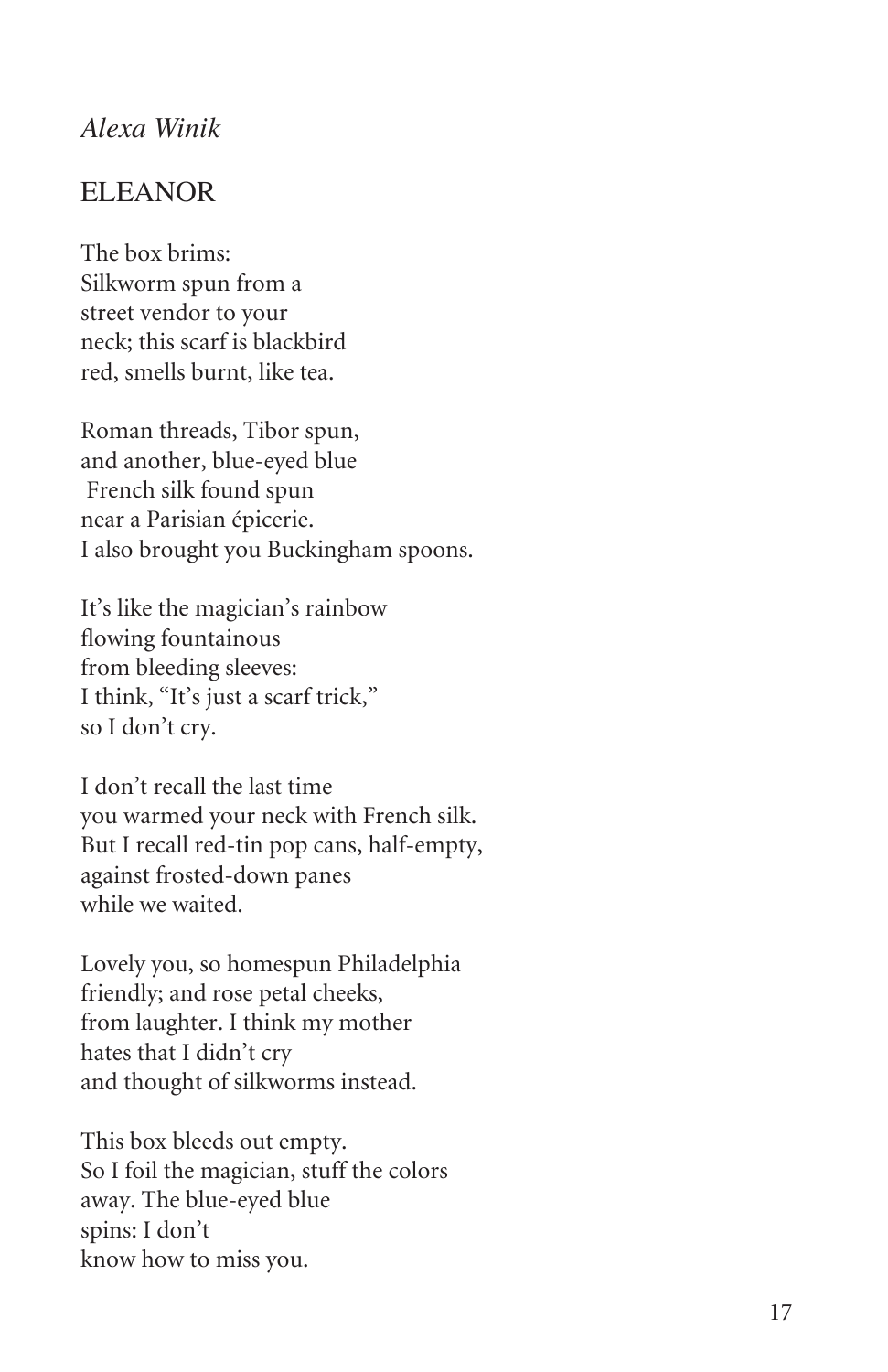*Alexa Winik*

## ELEANOR

The box brims:  
Silkworm spun from a  
street vendor to your  
neck; this scarf is blackbird  
red, smells burnt, like tea.

Roman threads, Tibor spun,  
and another, blue-eyed blue  
 French silk found spun  
near a Parisian épicerie.  
I also brought you Buckingham spoons.

It's like the magician's rainbow  
flowing fountainous  
from bleeding sleeves:  
I think, "It's just a scarf trick,"  
so I don't cry.

I don't recall the last time  
you warmed your neck with French silk.  
But I recall red-tin pop cans, half-empty,  
against frosted-down panes  
while we waited.

Lovely you, so homespun Philadelphia  
friendly; and rose petal cheeks,  
from laughter. I think my mother  
hates that I didn't cry  
and thought of silkworms instead.

This box bleeds out empty.  
So I foil the magician, stuff the colors  
away. The blue-eyed blue  
spins: I don't  
know how to miss you.